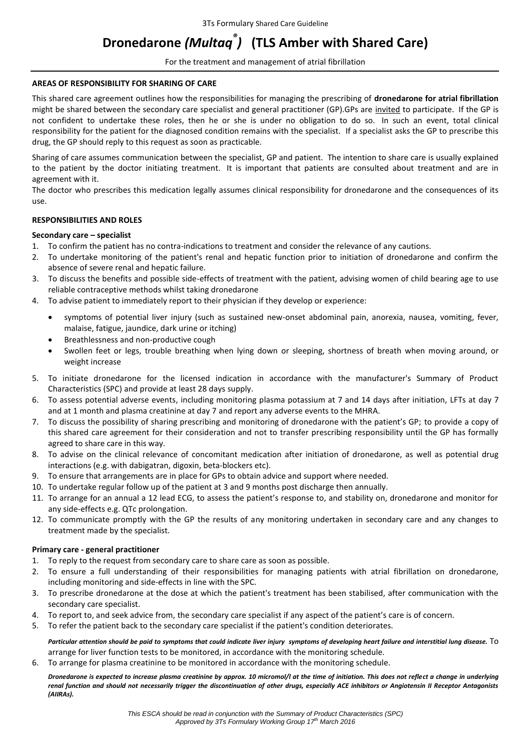3Ts Formulary Shared Care Guideline

# Dronedarone *(Multaq®)* (TLS Amber with Shared Care)

For the treatment and management of atrial fibrillation

**AREAS OF RESPONSIBILITY FOR SHARING OF CARE**

This shared care agreement outlines how the responsibilities for managing the prescribing of **dronedarone for atrial fibrillation** might be shared between the secondary care specialist and general practitioner (GP).GPs are invited to participate. If the GP is not confident to undertake these roles, then he or she is under no obligation to do so. In such an event, total clinical responsibility for the patient for the diagnosed condition remains with the specialist. If a specialist asks the GP to prescribe this drug, the GP should reply to this request as soon as practicable.

Sharing of care assumes communication between the specialist, GP and patient. The intention to share care is usually explained to the patient by the doctor initiating treatment. It is important that patients are consulted about treatment and are in agreement with it.

The doctor who prescribes this medication legally assumes clinical responsibility for dronedarone and the consequences of its use.

**RESPONSIBILITIES AND ROLES**

**Secondary care – specialist**

1. To confirm the patient has no contra-indications to treatment and consider the relevance of any cautions.
2. To undertake monitoring of the patient's renal and hepatic function prior to initiation of dronedarone and confirm the absence of severe renal and hepatic failure.
3. To discuss the benefits and possible side-effects of treatment with the patient, advising women of child bearing age to use reliable contraceptive methods whilst taking dronedarone
4. To advise patient to immediately report to their physician if they develop or experience:
   - symptoms of potential liver injury (such as sustained new-onset abdominal pain, anorexia, nausea, vomiting, fever, malaise, fatigue, jaundice, dark urine or itching)
   - Breathlessness and non-productive cough
   - Swollen feet or legs, trouble breathing when lying down or sleeping, shortness of breath when moving around, or weight increase
5. To initiate dronedarone for the licensed indication in accordance with the manufacturer's Summary of Product Characteristics (SPC) and provide at least 28 days supply.
6. To assess potential adverse events, including monitoring plasma potassium at 7 and 14 days after initiation, LFTs at day 7 and at 1 month and plasma creatinine at day 7 and report any adverse events to the MHRA.
7. To discuss the possibility of sharing prescribing and monitoring of dronedarone with the patient's GP; to provide a copy of this shared care agreement for their consideration and not to transfer prescribing responsibility until the GP has formally agreed to share care in this way.
8. To advise on the clinical relevance of concomitant medication after initiation of dronedarone, as well as potential drug interactions (e.g. with dabigatran, digoxin, beta-blockers etc).
9. To ensure that arrangements are in place for GPs to obtain advice and support where needed.
10. To undertake regular follow up of the patient at 3 and 9 months post discharge then annually.
11. To arrange for an annual a 12 lead ECG, to assess the patient's response to, and stability on, dronedarone and monitor for any side-effects e.g. QTc prolongation.
12. To communicate promptly with the GP the results of any monitoring undertaken in secondary care and any changes to treatment made by the specialist.

**Primary care - general practitioner**

1. To reply to the request from secondary care to share care as soon as possible.
2. To ensure a full understanding of their responsibilities for managing patients with atrial fibrillation on dronedarone, including monitoring and side-effects in line with the SPC.
3. To prescribe dronedarone at the dose at which the patient's treatment has been stabilised, after communication with the secondary care specialist.
4. To report to, and seek advice from, the secondary care specialist if any aspect of the patient's care is of concern.
5. To refer the patient back to the secondary care specialist if the patient's condition deteriorates.

   ***Particular attention should be paid to symptoms that could indicate liver injury symptoms of developing heart failure and interstitial lung disease.*** To arrange for liver function tests to be monitored, in accordance with the monitoring schedule.
6. To arrange for plasma creatinine to be monitored in accordance with the monitoring schedule.

   ***Dronedarone is expected to increase plasma creatinine by approx. 10 micromol/l at the time of initiation. This does not reflect a change in underlying renal function and should not necessarily trigger the discontinuation of other drugs, especially ACE inhibitors or Angiotensin II Receptor Antagonists (AIIRAs).***

*This ESCA should be read in conjunction with the Summary of Product Characteristics (SPC)*
*Approved by 3Ts Formulary Working Group 17th March 2016*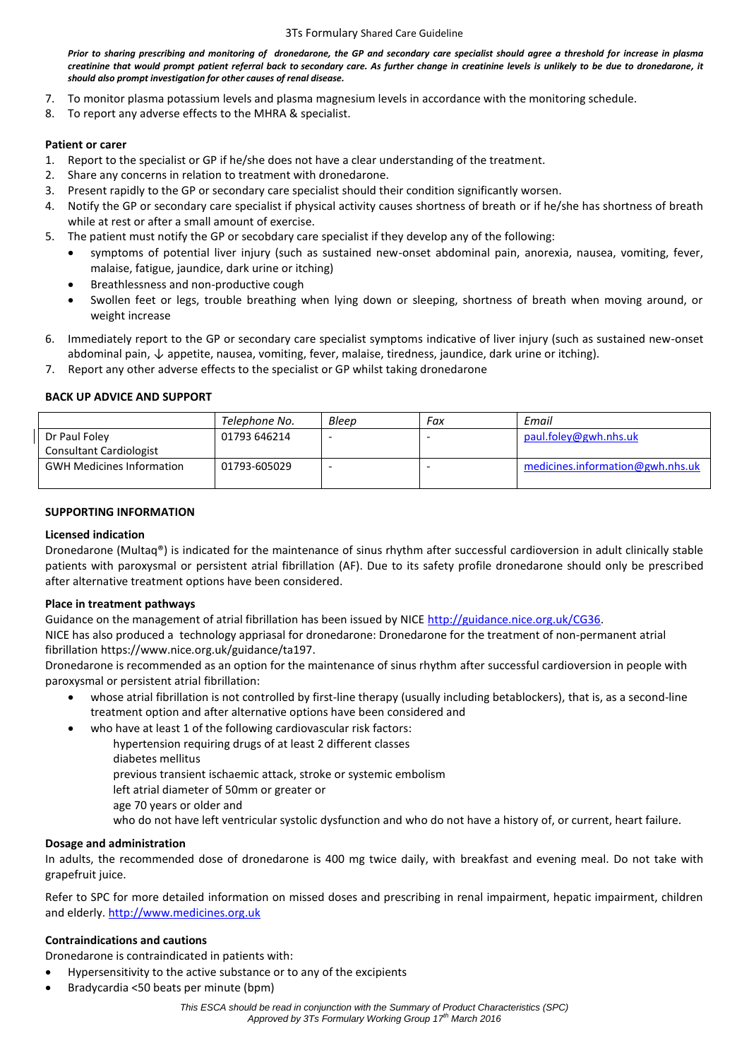***Prior to sharing prescribing and monitoring of dronedarone, the GP and secondary care specialist should agree a threshold for increase in plasma creatinine that would prompt patient referral back to secondary care. As further change in creatinine levels is unlikely to be due to dronedarone, it should also prompt investigation for other causes of renal disease.***

7. To monitor plasma potassium levels and plasma magnesium levels in accordance with the monitoring schedule.
8. To report any adverse effects to the MHRA & specialist.

**Patient or carer**

1. Report to the specialist or GP if he/she does not have a clear understanding of the treatment.
2. Share any concerns in relation to treatment with dronedarone.
3. Present rapidly to the GP or secondary care specialist should their condition significantly worsen.
4. Notify the GP or secondary care specialist if physical activity causes shortness of breath or if he/she has shortness of breath while at rest or after a small amount of exercise.
5. The patient must notify the GP or secobdary care specialist if they develop any of the following:
   - symptoms of potential liver injury (such as sustained new-onset abdominal pain, anorexia, nausea, vomiting, fever, malaise, fatigue, jaundice, dark urine or itching)
   - Breathlessness and non-productive cough
   - Swollen feet or legs, trouble breathing when lying down or sleeping, shortness of breath when moving around, or weight increase
6. Immediately report to the GP or secondary care specialist symptoms indicative of liver injury (such as sustained new-onset abdominal pain, ↓ appetite, nausea, vomiting, fever, malaise, tiredness, jaundice, dark urine or itching).
7. Report any other adverse effects to the specialist or GP whilst taking dronedarone

**BACK UP ADVICE AND SUPPORT**

| | *Telephone No.* | *Bleep* | *Fax* | *Email* |
|---|---|---|---|---|
| Dr Paul Foley<br>Consultant Cardiologist | 01793 646214 | - | - | paul.foley@gwh.nhs.uk |
| GWH Medicines Information | 01793-605029 | - | - | medicines.information@gwh.nhs.uk |

**SUPPORTING INFORMATION**

**Licensed indication**

Dronedarone (Multaq®) is indicated for the maintenance of sinus rhythm after successful cardioversion in adult clinically stable patients with paroxysmal or persistent atrial fibrillation (AF). Due to its safety profile dronedarone should only be prescribed after alternative treatment options have been considered.

**Place in treatment pathways**

Guidance on the management of atrial fibrillation has been issued by NICE http://guidance.nice.org.uk/CG36.

NICE has also produced a technology appriasal for dronedarone: Dronedarone for the treatment of non-permanent atrial fibrillation https://www.nice.org.uk/guidance/ta197.

Dronedarone is recommended as an option for the maintenance of sinus rhythm after successful cardioversion in people with paroxysmal or persistent atrial fibrillation:

- whose atrial fibrillation is not controlled by first-line therapy (usually including betablockers), that is, as a second-line treatment option and after alternative options have been considered and
- who have at least 1 of the following cardiovascular risk factors:

  hypertension requiring drugs of at least 2 different classes
  diabetes mellitus
  previous transient ischaemic attack, stroke or systemic embolism
  left atrial diameter of 50mm or greater or
  age 70 years or older and
  who do not have left ventricular systolic dysfunction and who do not have a history of, or current, heart failure.

**Dosage and administration**

In adults, the recommended dose of dronedarone is 400 mg twice daily, with breakfast and evening meal. Do not take with grapefruit juice.

Refer to SPC for more detailed information on missed doses and prescribing in renal impairment, hepatic impairment, children and elderly. http://www.medicines.org.uk

**Contraindications and cautions**

Dronedarone is contraindicated in patients with:

- Hypersensitivity to the active substance or to any of the excipients
- Bradycardia <50 beats per minute (bpm)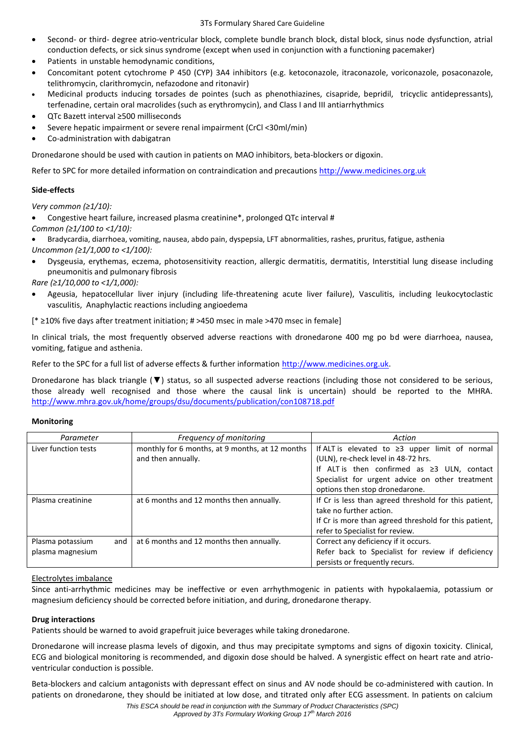- Second- or third- degree atrio-ventricular block, complete bundle branch block, distal block, sinus node dysfunction, atrial conduction defects, or sick sinus syndrome (except when used in conjunction with a functioning pacemaker)
- Patients in unstable hemodynamic conditions,
- Concomitant potent cytochrome P 450 (CYP) 3A4 inhibitors (e.g. ketoconazole, itraconazole, voriconazole, posaconazole, telithromycin, clarithromycin, nefazodone and ritonavir)
- Medicinal products inducing torsades de pointes (such as phenothiazines, cisapride, bepridil, tricyclic antidepressants), terfenadine, certain oral macrolides (such as erythromycin), and Class I and III antiarrhythmics
- QTc Bazett interval ≥500 milliseconds
- Severe hepatic impairment or severe renal impairment (CrCl <30ml/min)
- Co-administration with dabigatran

Dronedarone should be used with caution in patients on MAO inhibitors, beta-blockers or digoxin.

Refer to SPC for more detailed information on contraindication and precautions http://www.medicines.org.uk

**Side-effects**

*Very common (≥1/10):*

- Congestive heart failure, increased plasma creatinine*, prolonged QTc interval #

*Common (≥1/100 to <1/10):*

- Bradycardia, diarrhoea, vomiting, nausea, abdo pain, dyspepsia, LFT abnormalities, rashes, pruritus, fatigue, asthenia

*Uncommon (≥1/1,000 to <1/100):*

- Dysgeusia, erythemas, eczema, photosensitivity reaction, allergic dermatitis, dermatitis, Interstitial lung disease including pneumonitis and pulmonary fibrosis

*Rare (≥1/10,000 to <1/1,000):*

- Ageusia, hepatocellular liver injury (including life-threatening acute liver failure), Vasculitis, including leukocytoclastic vasculitis, Anaphylactic reactions including angioedema

[* ≥10% five days after treatment initiation; # >450 msec in male >470 msec in female]

In clinical trials, the most frequently observed adverse reactions with dronedarone 400 mg po bd were diarrhoea, nausea, vomiting, fatigue and asthenia.

Refer to the SPC for a full list of adverse effects & further information http://www.medicines.org.uk.

Dronedarone has black triangle (▼) status, so all suspected adverse reactions (including those not considered to be serious, those already well recognised and those where the causal link is uncertain) should be reported to the MHRA. http://www.mhra.gov.uk/home/groups/dsu/documents/publication/con108718.pdf

**Monitoring**

| Parameter | Frequency of monitoring | Action |
|---|---|---|
| Liver function tests | monthly for 6 months, at 9 months, at 12 months and then annually. | If ALT is elevated to ≥3 upper limit of normal (ULN), re-check level in 48-72 hrs. If ALT is then confirmed as ≥3 ULN, contact Specialist for urgent advice on other treatment options then stop dronedarone. |
| Plasma creatinine | at 6 months and 12 months then annually. | If Cr is less than agreed threshold for this patient, take no further action. If Cr is more than agreed threshold for this patient, refer to Specialist for review. |
| Plasma potassium and plasma magnesium | at 6 months and 12 months then annually. | Correct any deficiency if it occurs. Refer back to Specialist for review if deficiency persists or frequently recurs. |

Electrolytes imbalance

Since anti-arrhythmic medicines may be ineffective or even arrhythmogenic in patients with hypokalaemia, potassium or magnesium deficiency should be corrected before initiation, and during, dronedarone therapy.

**Drug interactions**

Patients should be warned to avoid grapefruit juice beverages while taking dronedarone.

Dronedarone will increase plasma levels of digoxin, and thus may precipitate symptoms and signs of digoxin toxicity. Clinical, ECG and biological monitoring is recommended, and digoxin dose should be halved. A synergistic effect on heart rate and atrio-ventricular conduction is possible.

Beta-blockers and calcium antagonists with depressant effect on sinus and AV node should be co-administered with caution. In patients on dronedarone, they should be initiated at low dose, and titrated only after ECG assessment. In patients on calcium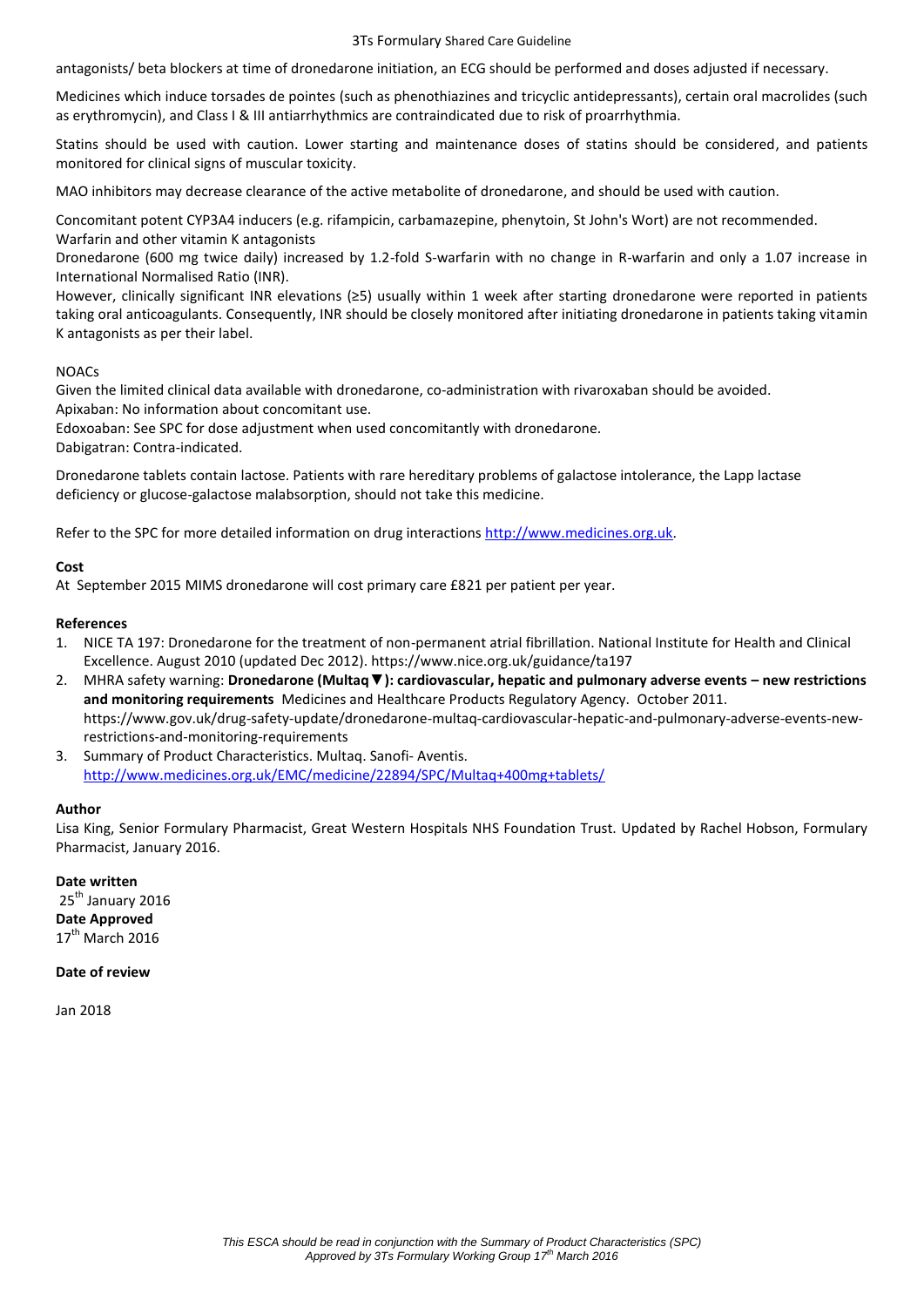antagonists/ beta blockers at time of dronedarone initiation, an ECG should be performed and doses adjusted if necessary.

Medicines which induce torsades de pointes (such as phenothiazines and tricyclic antidepressants), certain oral macrolides (such as erythromycin), and Class I & III antiarrhythmics are contraindicated due to risk of proarrhythmia.

Statins should be used with caution. Lower starting and maintenance doses of statins should be considered, and patients monitored for clinical signs of muscular toxicity.

MAO inhibitors may decrease clearance of the active metabolite of dronedarone, and should be used with caution.

Concomitant potent CYP3A4 inducers (e.g. rifampicin, carbamazepine, phenytoin, St John's Wort) are not recommended.
Warfarin and other vitamin K antagonists
Dronedarone (600 mg twice daily) increased by 1.2-fold S-warfarin with no change in R-warfarin and only a 1.07 increase in International Normalised Ratio (INR).
However, clinically significant INR elevations (≥5) usually within 1 week after starting dronedarone were reported in patients taking oral anticoagulants. Consequently, INR should be closely monitored after initiating dronedarone in patients taking vitamin K antagonists as per their label.

NOACs
Given the limited clinical data available with dronedarone, co-administration with rivaroxaban should be avoided.
Apixaban: No information about concomitant use.
Edoxoaban: See SPC for dose adjustment when used concomitantly with dronedarone.
Dabigatran: Contra-indicated.

Dronedarone tablets contain lactose. Patients with rare hereditary problems of galactose intolerance, the Lapp lactase deficiency or glucose-galactose malabsorption, should not take this medicine.

Refer to the SPC for more detailed information on drug interactions http://www.medicines.org.uk.

**Cost**

At September 2015 MIMS dronedarone will cost primary care £821 per patient per year.

**References**

1. NICE TA 197: Dronedarone for the treatment of non-permanent atrial fibrillation. National Institute for Health and Clinical Excellence. August 2010 (updated Dec 2012). https://www.nice.org.uk/guidance/ta197
2. MHRA safety warning: **Dronedarone (Multaq▼): cardiovascular, hepatic and pulmonary adverse events – new restrictions and monitoring requirements** Medicines and Healthcare Products Regulatory Agency. October 2011. https://www.gov.uk/drug-safety-update/dronedarone-multaq-cardiovascular-hepatic-and-pulmonary-adverse-events-new-restrictions-and-monitoring-requirements
3. Summary of Product Characteristics. Multaq. Sanofi- Aventis. http://www.medicines.org.uk/EMC/medicine/22894/SPC/Multaq+400mg+tablets/

**Author**

Lisa King, Senior Formulary Pharmacist, Great Western Hospitals NHS Foundation Trust. Updated by Rachel Hobson, Formulary Pharmacist, January 2016.

**Date written**

25th January 2016

**Date Approved**

17th March 2016

**Date of review**

Jan 2018

*This ESCA should be read in conjunction with the Summary of Product Characteristics (SPC)*
*Approved by 3Ts Formulary Working Group 17th March 2016*